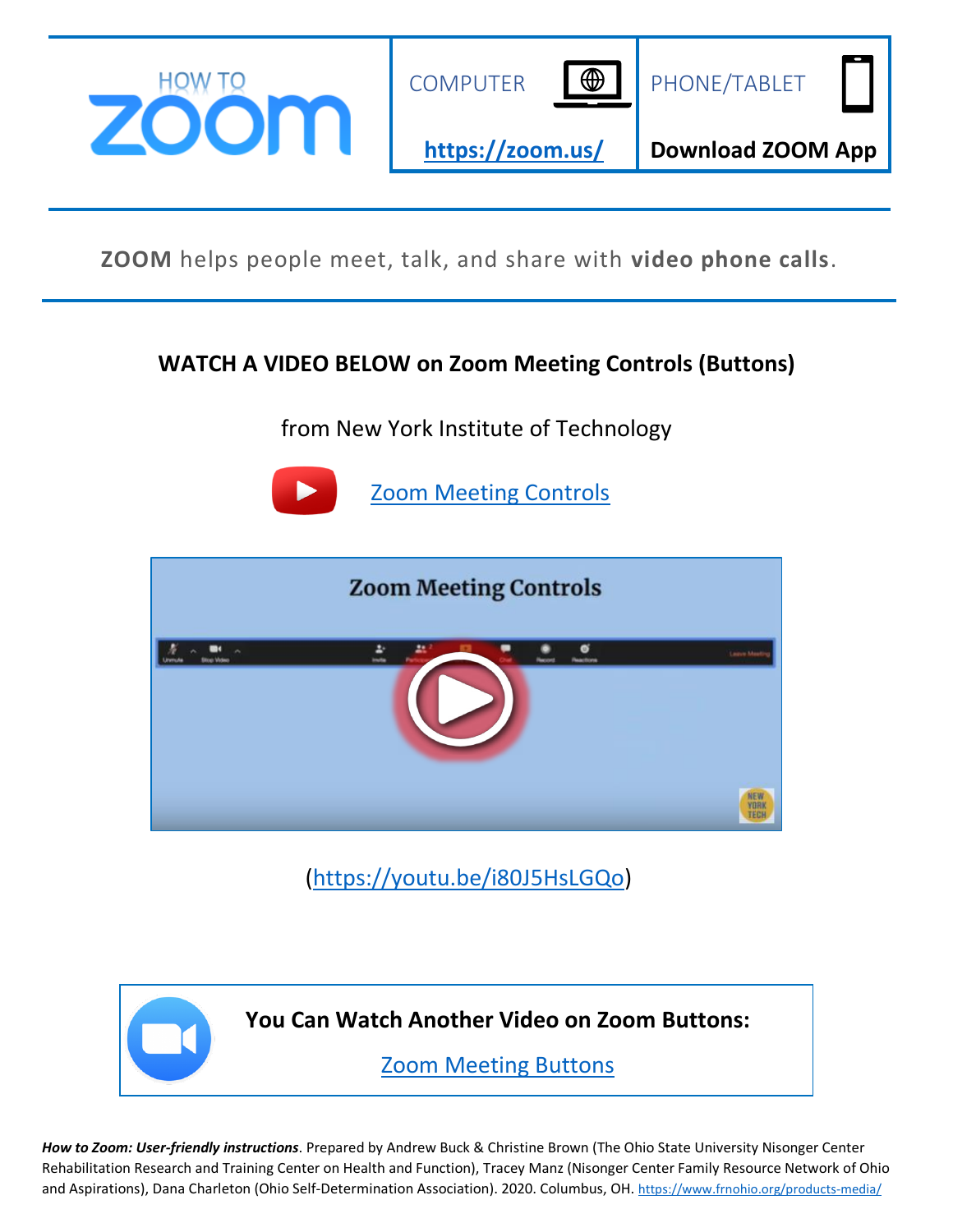# HOW TO ZOOM

| COMPUTER | PHONE/TABLET |
| --- | --- |
| **https://zoom.us/** | **Download ZOOM App** |

**ZOOM** helps people meet, talk, and share with **video phone calls**.

**WATCH A VIDEO BELOW on Zoom Meeting Controls (Buttons)**

from New York Institute of Technology

Zoom Meeting Controls

(https://youtu.be/i80J5HsLGQo)

**You Can Watch Another Video on Zoom Buttons:**

Zoom Meeting Buttons

***How to Zoom: User-friendly instructions***. Prepared by Andrew Buck & Christine Brown (The Ohio State University Nisonger Center Rehabilitation Research and Training Center on Health and Function), Tracey Manz (Nisonger Center Family Resource Network of Ohio and Aspirations), Dana Charleton (Ohio Self-Determination Association). 2020. Columbus, OH. https://www.frnohio.org/products-media/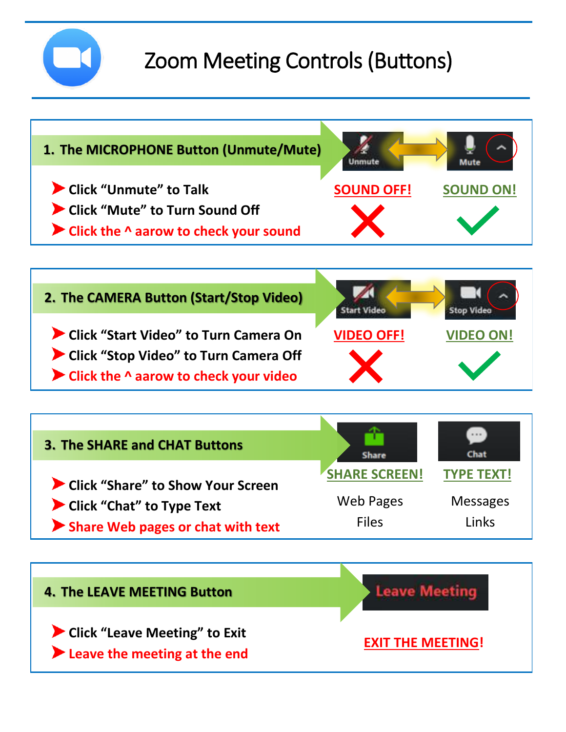# Zoom Meeting Controls (Buttons)

## 1. The MICROPHONE Button (Unmute/Mute)

Unmute — Mute

- Click "Unmute" to Talk
- Click "Mute" to Turn Sound Off
- Click the ^ aarow to check your sound

SOUND OFF! ✗

SOUND ON! ✓

## 2. The CAMERA Button (Start/Stop Video)

Start Video — Stop Video

- Click "Start Video" to Turn Camera On
- Click "Stop Video" to Turn Camera Off
- Click the ^ aarow to check your video

VIDEO OFF! ✗

VIDEO ON! ✓

## 3. The SHARE and CHAT Buttons

Share — Chat

- Click "Share" to Show Your Screen
- Click "Chat" to Type Text
- Share Web pages or chat with text

SHARE SCREEN!
Web Pages
Files

TYPE TEXT!
Messages
Links

## 4. The LEAVE MEETING Button

Leave Meeting

- Click "Leave Meeting" to Exit
- Leave the meeting at the end

EXIT THE MEETING!